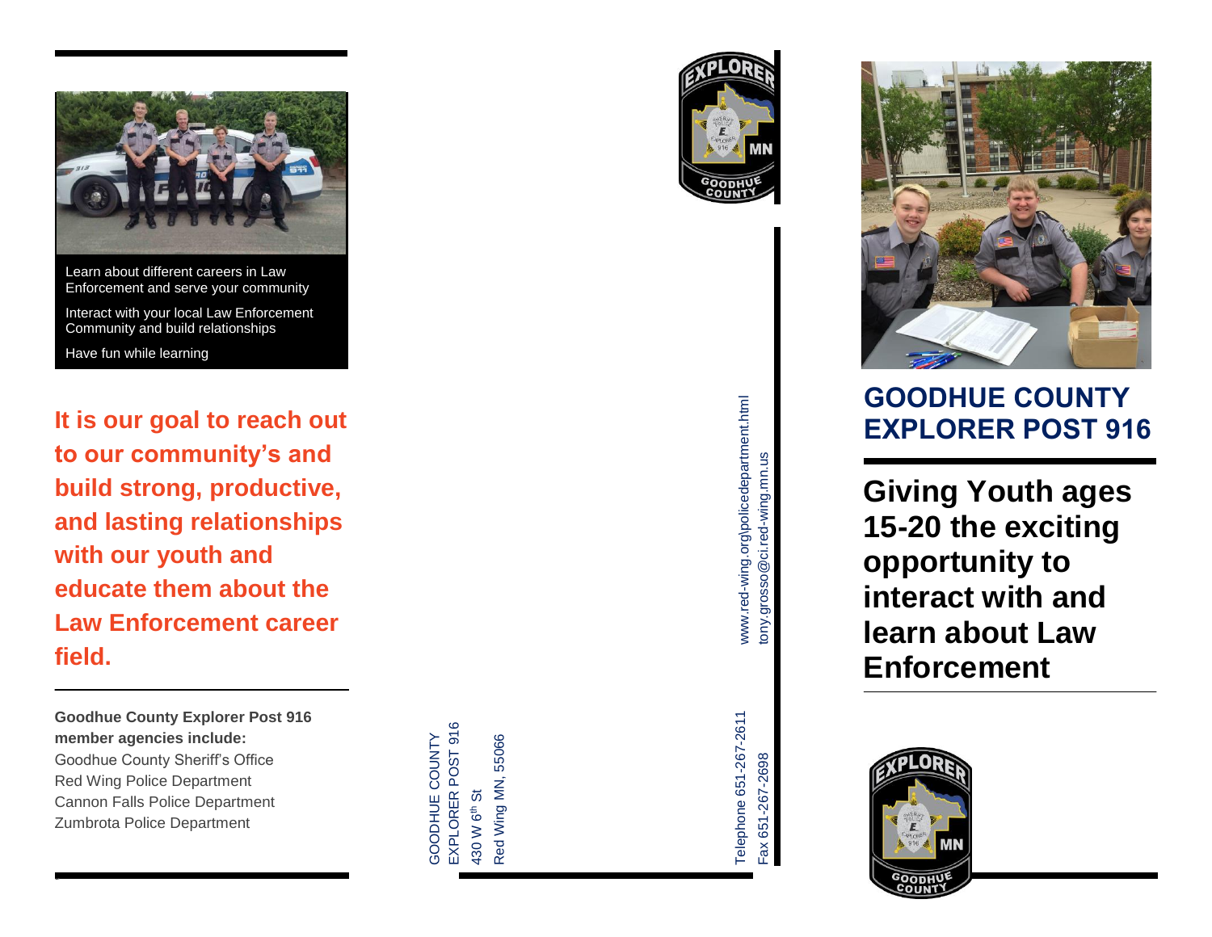Learn about different careers in Law Enforcement and serve your community

Interact with your local Law Enforcement Community and build relationships

Have fun while learning

**It is our goal to reach out to our community's and build strong, productive, and lasting relationships with our youth and educate them about the Law Enforcement career field.**

**Goodhue County Explorer Post 916 member agencies include:**
Goodhue County Sheriff's Office
Red Wing Police Department
Cannon Falls Police Department
Zumbrota Police Department

GOODHUE COUNTY
EXPLORER POST 916
430 W 6th St
Red Wing MN, 55066

Telephone 651-267-2611
Fax 651-267-2698

www.red-wing.org\policedepartment.html
tony.grosso@ci.red-wing.mn.us

# GOODHUE COUNTY EXPLORER POST 916

## Giving Youth ages 15-20 the exciting opportunity to interact with and learn about Law Enforcement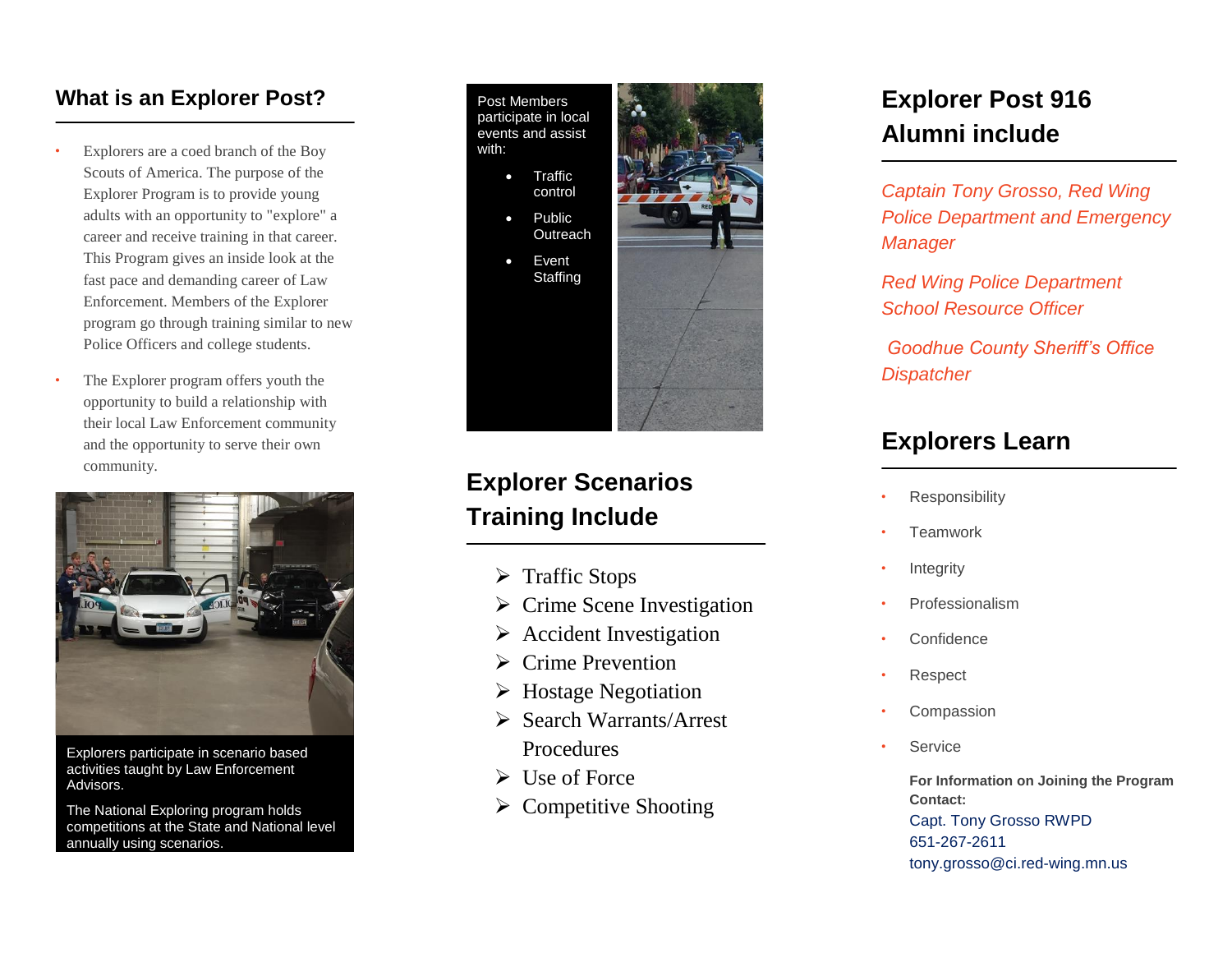## What is an Explorer Post?

- Explorers are a coed branch of the Boy Scouts of America. The purpose of the Explorer Program is to provide young adults with an opportunity to "explore" a career and receive training in that career. This Program gives an inside look at the fast pace and demanding career of Law Enforcement. Members of the Explorer program go through training similar to new Police Officers and college students.
- The Explorer program offers youth the opportunity to build a relationship with their local Law Enforcement community and the opportunity to serve their own community.

Explorers participate in scenario based activities taught by Law Enforcement Advisors.

The National Exploring program holds competitions at the State and National level annually using scenarios.

Post Members participate in local events and assist with:

- Traffic control
- Public Outreach
- Event Staffing

## Explorer Scenarios Training Include

- Traffic Stops
- Crime Scene Investigation
- Accident Investigation
- Crime Prevention
- Hostage Negotiation
- Search Warrants/Arrest Procedures
- Use of Force
- Competitive Shooting

## Explorer Post 916 Alumni include

*Captain Tony Grosso, Red Wing Police Department and Emergency Manager*

*Red Wing Police Department School Resource Officer*

*Goodhue County Sheriff's Office Dispatcher*

## Explorers Learn

- Responsibility
- Teamwork
- Integrity
- Professionalism
- Confidence
- Respect
- Compassion
- Service

**For Information on Joining the Program Contact:**
Capt. Tony Grosso RWPD
651-267-2611
tony.grosso@ci.red-wing.mn.us